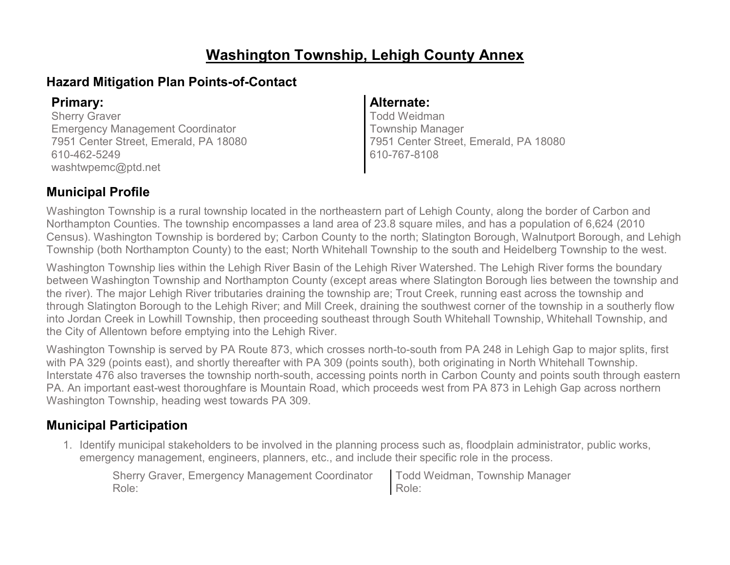# Washington Township, Lehigh County Annex

## Hazard Mitigation Plan Points-of-Contact

### Primary:

Sherry Graver
Emergency Management Coordinator
7951 Center Street, Emerald, PA 18080
610-462-5249
washtwpemc@ptd.net

### Alternate:

Todd Weidman
Township Manager
7951 Center Street, Emerald, PA 18080
610-767-8108

## Municipal Profile

Washington Township is a rural township located in the northeastern part of Lehigh County, along the border of Carbon and Northampton Counties. The township encompasses a land area of 23.8 square miles, and has a population of 6,624 (2010 Census). Washington Township is bordered by; Carbon County to the north; Slatington Borough, Walnutport Borough, and Lehigh Township (both Northampton County) to the east; North Whitehall Township to the south and Heidelberg Township to the west.

Washington Township lies within the Lehigh River Basin of the Lehigh River Watershed. The Lehigh River forms the boundary between Washington Township and Northampton County (except areas where Slatington Borough lies between the township and the river). The major Lehigh River tributaries draining the township are; Trout Creek, running east across the township and through Slatington Borough to the Lehigh River; and Mill Creek, draining the southwest corner of the township in a southerly flow into Jordan Creek in Lowhill Township, then proceeding southeast through South Whitehall Township, Whitehall Township, and the City of Allentown before emptying into the Lehigh River.

Washington Township is served by PA Route 873, which crosses north-to-south from PA 248 in Lehigh Gap to major splits, first with PA 329 (points east), and shortly thereafter with PA 309 (points south), both originating in North Whitehall Township. Interstate 476 also traverses the township north-south, accessing points north in Carbon County and points south through eastern PA. An important east-west thoroughfare is Mountain Road, which proceeds west from PA 873 in Lehigh Gap across northern Washington Township, heading west towards PA 309.

## Municipal Participation

1. Identify municipal stakeholders to be involved in the planning process such as, floodplain administrator, public works, emergency management, engineers, planners, etc., and include their specific role in the process.

   Sherry Graver, Emergency Management Coordinator
   Role:

   Todd Weidman, Township Manager
   Role: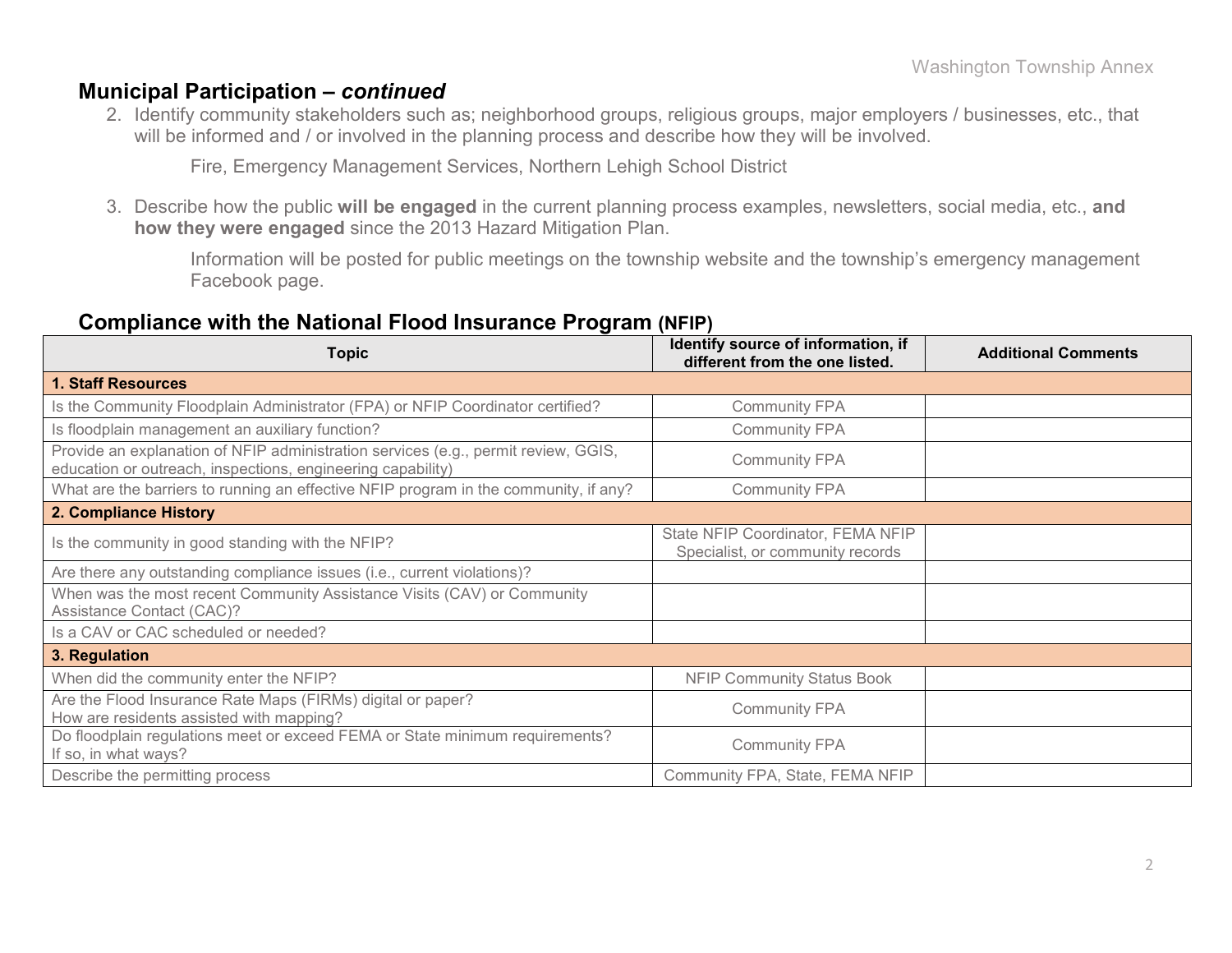## Municipal Participation – *continued*

2. Identify community stakeholders such as; neighborhood groups, religious groups, major employers / businesses, etc., that will be informed and / or involved in the planning process and describe how they will be involved.

   Fire, Emergency Management Services, Northern Lehigh School District

3. Describe how the public **will be engaged** in the current planning process examples, newsletters, social media, etc., **and how they were engaged** since the 2013 Hazard Mitigation Plan.

   Information will be posted for public meetings on the township website and the township's emergency management Facebook page.

## Compliance with the National Flood Insurance Program (NFIP)

| Topic | Identify source of information, if different from the one listed. | Additional Comments |
|---|---|---|
| **1. Staff Resources** | | |
| Is the Community Floodplain Administrator (FPA) or NFIP Coordinator certified? | Community FPA | |
| Is floodplain management an auxiliary function? | Community FPA | |
| Provide an explanation of NFIP administration services (e.g., permit review, GGIS, education or outreach, inspections, engineering capability) | Community FPA | |
| What are the barriers to running an effective NFIP program in the community, if any? | Community FPA | |
| **2. Compliance History** | | |
| Is the community in good standing with the NFIP? | State NFIP Coordinator, FEMA NFIP Specialist, or community records | |
| Are there any outstanding compliance issues (i.e., current violations)? | | |
| When was the most recent Community Assistance Visits (CAV) or Community Assistance Contact (CAC)? | | |
| Is a CAV or CAC scheduled or needed? | | |
| **3. Regulation** | | |
| When did the community enter the NFIP? | NFIP Community Status Book | |
| Are the Flood Insurance Rate Maps (FIRMs) digital or paper? How are residents assisted with mapping? | Community FPA | |
| Do floodplain regulations meet or exceed FEMA or State minimum requirements? If so, in what ways? | Community FPA | |
| Describe the permitting process | Community FPA, State, FEMA NFIP | |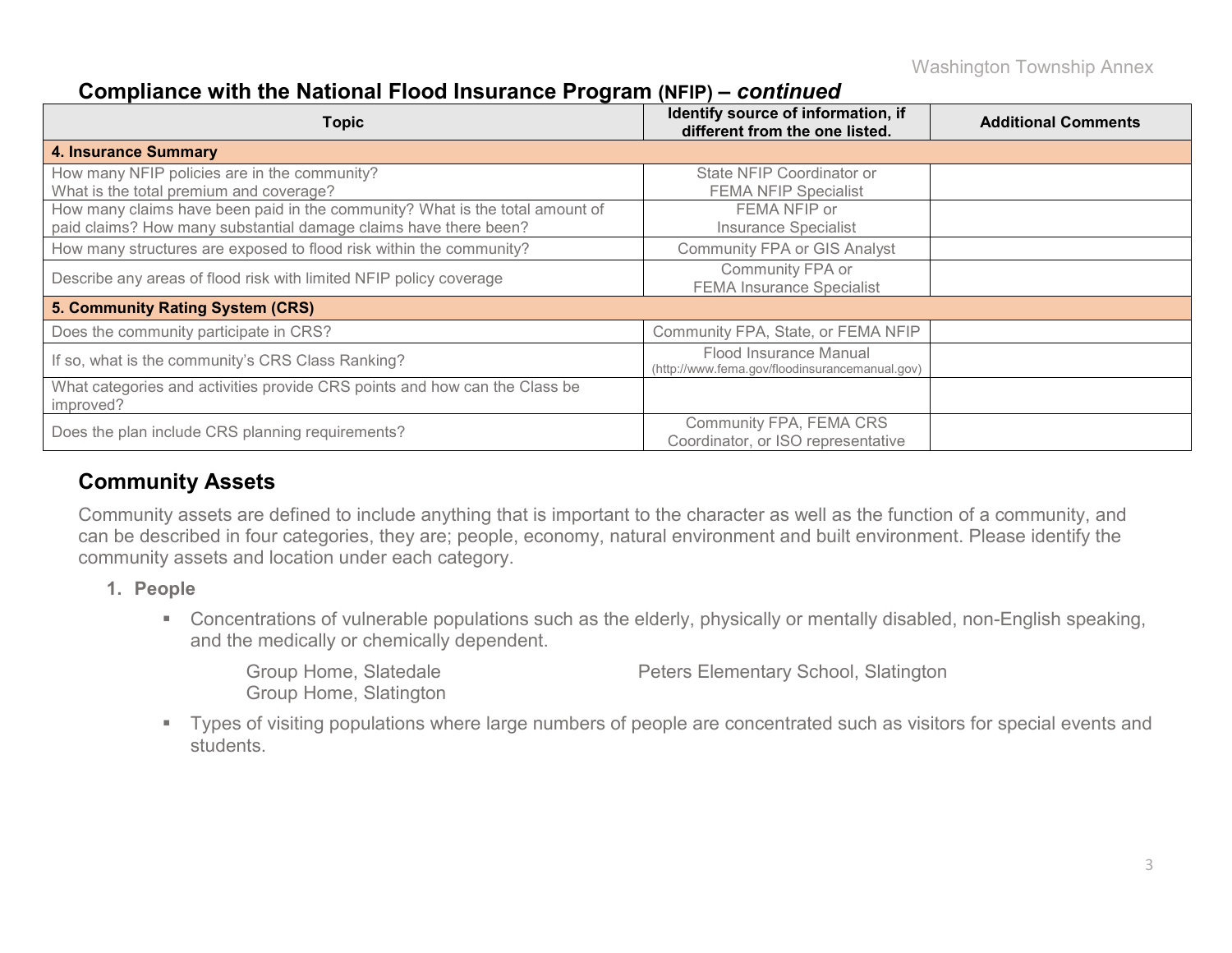## Compliance with the National Flood Insurance Program (NFIP) – *continued*

| Topic | Identify source of information, if different from the one listed. | Additional Comments |
|---|---|---|
| **4. Insurance Summary** | | |
| How many NFIP policies are in the community? What is the total premium and coverage? | State NFIP Coordinator or FEMA NFIP Specialist | |
| How many claims have been paid in the community? What is the total amount of paid claims? How many substantial damage claims have there been? | FEMA NFIP or Insurance Specialist | |
| How many structures are exposed to flood risk within the community? | Community FPA or GIS Analyst | |
| Describe any areas of flood risk with limited NFIP policy coverage | Community FPA or FEMA Insurance Specialist | |
| **5. Community Rating System (CRS)** | | |
| Does the community participate in CRS? | Community FPA, State, or FEMA NFIP | |
| If so, what is the community's CRS Class Ranking? | Flood Insurance Manual (http://www.fema.gov/floodinsurancemanual.gov) | |
| What categories and activities provide CRS points and how can the Class be improved? | | |
| Does the plan include CRS planning requirements? | Community FPA, FEMA CRS Coordinator, or ISO representative | |

## Community Assets

Community assets are defined to include anything that is important to the character as well as the function of a community, and can be described in four categories, they are; people, economy, natural environment and built environment. Please identify the community assets and location under each category.

1. **People**

   - Concentrations of vulnerable populations such as the elderly, physically or mentally disabled, non-English speaking, and the medically or chemically dependent.

     Group Home, Slatedale
     Group Home, Slatington
     Peters Elementary School, Slatington

   - Types of visiting populations where large numbers of people are concentrated such as visitors for special events and students.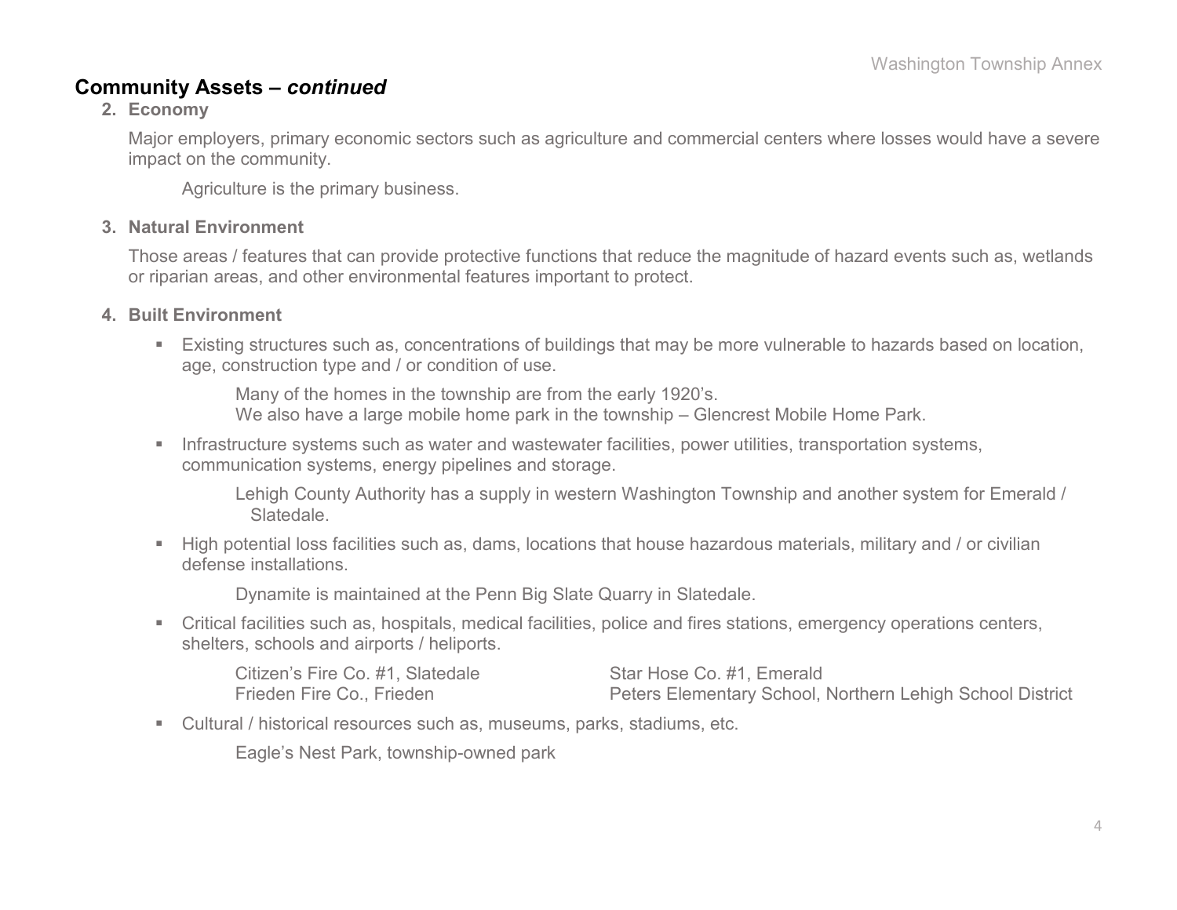## Community Assets – *continued*

2. **Economy**

   Major employers, primary economic sectors such as agriculture and commercial centers where losses would have a severe impact on the community.

   > Agriculture is the primary business.

3. **Natural Environment**

   Those areas / features that can provide protective functions that reduce the magnitude of hazard events such as, wetlands or riparian areas, and other environmental features important to protect.

4. **Built Environment**

   - Existing structures such as, concentrations of buildings that may be more vulnerable to hazards based on location, age, construction type and / or condition of use.

     > Many of the homes in the township are from the early 1920's.
     > We also have a large mobile home park in the township – Glencrest Mobile Home Park.

   - Infrastructure systems such as water and wastewater facilities, power utilities, transportation systems, communication systems, energy pipelines and storage.

     > Lehigh County Authority has a supply in western Washington Township and another system for Emerald / Slatedale.

   - High potential loss facilities such as, dams, locations that house hazardous materials, military and / or civilian defense installations.

     > Dynamite is maintained at the Penn Big Slate Quarry in Slatedale.

   - Critical facilities such as, hospitals, medical facilities, police and fires stations, emergency operations centers, shelters, schools and airports / heliports.

     > Citizen's Fire Co. #1, Slatedale
     > Frieden Fire Co., Frieden
     > Star Hose Co. #1, Emerald
     > Peters Elementary School, Northern Lehigh School District

   - Cultural / historical resources such as, museums, parks, stadiums, etc.

     > Eagle's Nest Park, township-owned park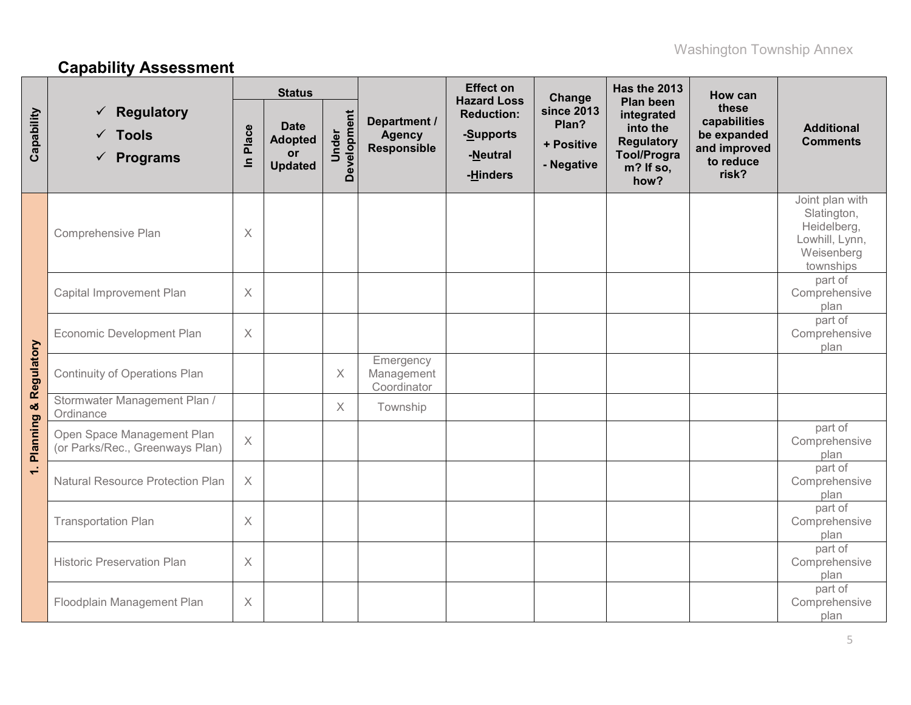## Capability Assessment

| Capability | ✓ Regulatory ✓ Tools ✓ Programs | Status | | | Department / Agency Responsible | Effect on Hazard Loss Reduction: -Supports -Neutral -Hinders | Change since 2013 Plan? + Positive - Negative | Has the 2013 Plan been integrated into the Regulatory Tool/Program? If so, how? | How can these capabilities be expanded and improved to reduce risk? | Additional Comments |
|---|---|---|---|---|---|---|---|---|---|---|
| | | In Place | Date Adopted or Updated | Under Development | | | | | | |
| 1. Planning & Regulatory | Comprehensive Plan | X | | | | | | | | Joint plan with Slatington, Heidelberg, Lowhill, Lynn, Weisenberg townships |
| | Capital Improvement Plan | X | | | | | | | | part of Comprehensive plan |
| | Economic Development Plan | X | | | | | | | | part of Comprehensive plan |
| | Continuity of Operations Plan | | | X | Emergency Management Coordinator | | | | | |
| | Stormwater Management Plan / Ordinance | | | X | Township | | | | | |
| | Open Space Management Plan (or Parks/Rec., Greenways Plan) | X | | | | | | | | part of Comprehensive plan |
| | Natural Resource Protection Plan | X | | | | | | | | part of Comprehensive plan |
| | Transportation Plan | X | | | | | | | | part of Comprehensive plan |
| | Historic Preservation Plan | X | | | | | | | | part of Comprehensive plan |
| | Floodplain Management Plan | X | | | | | | | | part of Comprehensive plan |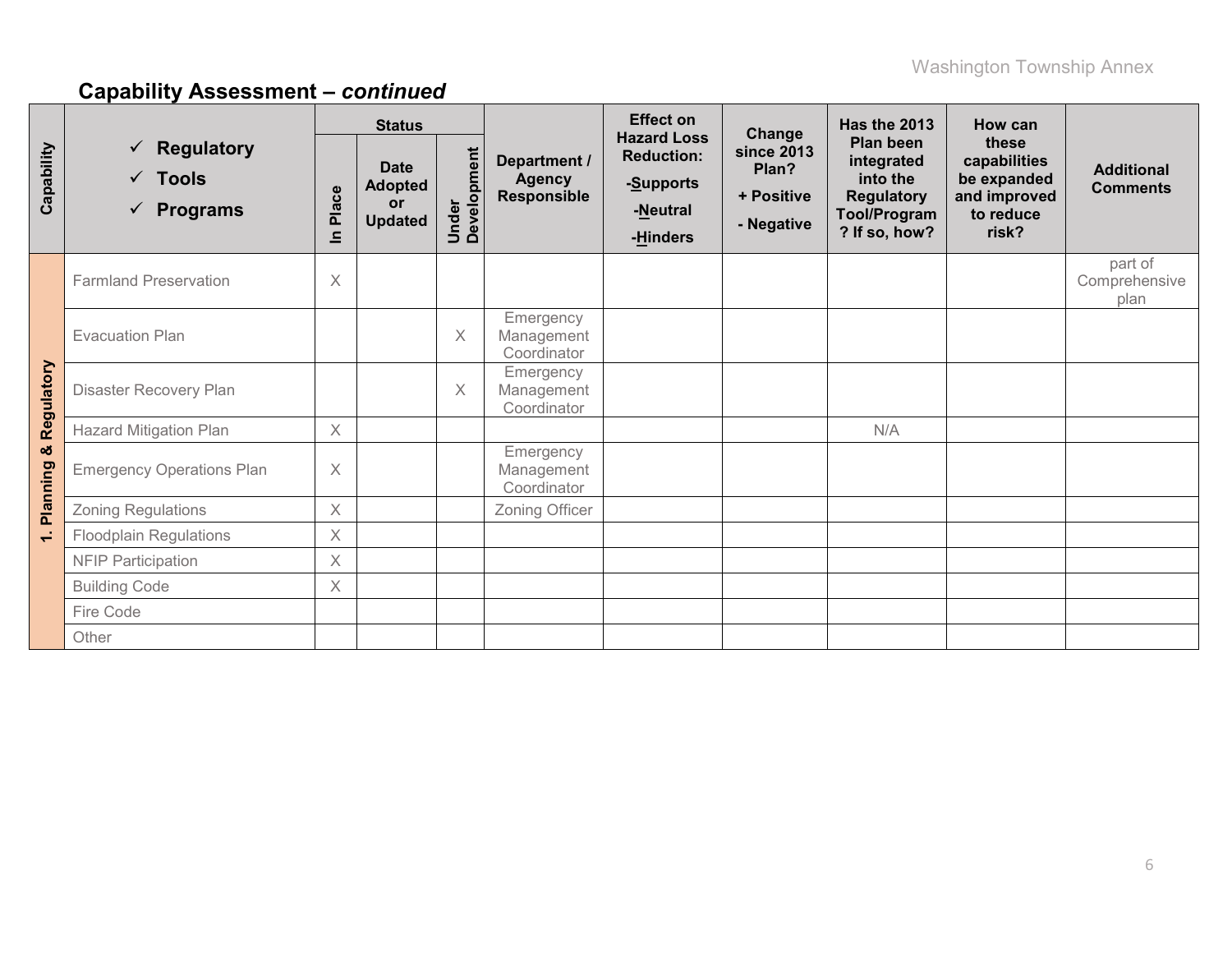## Capability Assessment – *continued*

| Capability | ✓ Regulatory ✓ Tools ✓ Programs | Status | | | Department / Agency Responsible | Effect on Hazard Loss Reduction: -Supports -Neutral -Hinders | Change since 2013 Plan? + Positive - Negative | Has the 2013 Plan been integrated into the Regulatory Tool/Program? If so, how? | How can these capabilities be expanded and improved to reduce risk? | Additional Comments |
|---|---|---|---|---|---|---|---|---|---|---|
| | | In Place | Date Adopted or Updated | Under Development | | | | | | |
| 1. Planning & Regulatory | Farmland Preservation | X | | | | | | | | part of Comprehensive plan |
| | Evacuation Plan | | | X | Emergency Management Coordinator | | | | | |
| | Disaster Recovery Plan | | | X | Emergency Management Coordinator | | | | | |
| | Hazard Mitigation Plan | X | | | | | | N/A | | |
| | Emergency Operations Plan | X | | | Emergency Management Coordinator | | | | | |
| | Zoning Regulations | X | | | Zoning Officer | | | | | |
| | Floodplain Regulations | X | | | | | | | | |
| | NFIP Participation | X | | | | | | | | |
| | Building Code | X | | | | | | | | |
| | Fire Code | | | | | | | | | |
| | Other | | | | | | | | | |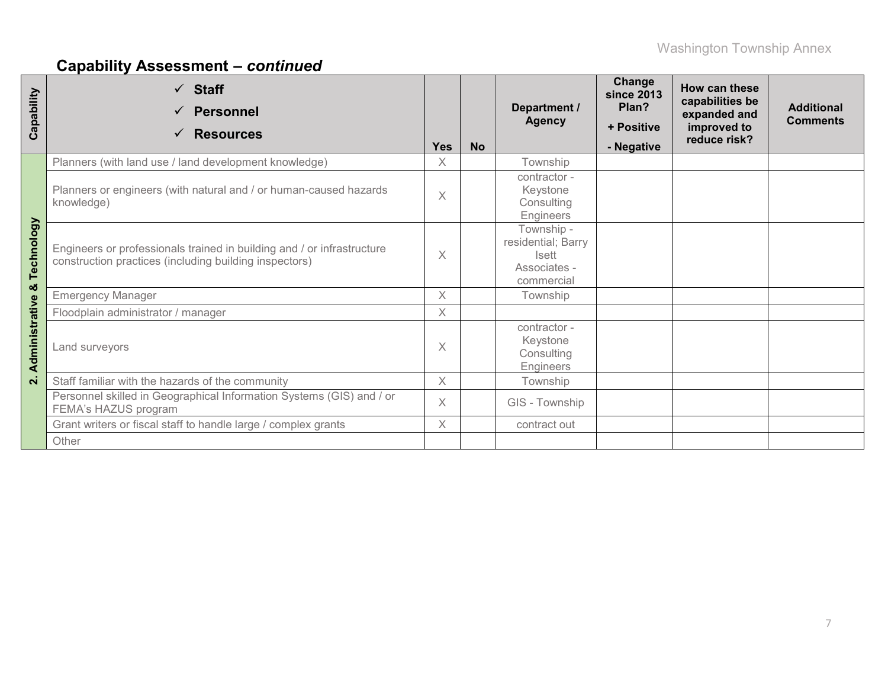## Capability Assessment – *continued*

| Capability | ✓ **Staff** ✓ **Personnel** ✓ **Resources** | Yes | No | Department / Agency | Change since 2013 Plan? + Positive - Negative | How can these capabilities be expanded and improved to reduce risk? | Additional Comments |
|---|---|---|---|---|---|---|---|
| 2. Administrative & Technology | Planners (with land use / land development knowledge) | X | | Township | | | |
| | Planners or engineers (with natural and / or human-caused hazards knowledge) | X | | contractor - Keystone Consulting Engineers | | | |
| | Engineers or professionals trained in building and / or infrastructure construction practices (including building inspectors) | X | | Township - residential; Barry Isett Associates - commercial | | | |
| | Emergency Manager | X | | Township | | | |
| | Floodplain administrator / manager | X | | | | | |
| | Land surveyors | X | | contractor - Keystone Consulting Engineers | | | |
| | Staff familiar with the hazards of the community | X | | Township | | | |
| | Personnel skilled in Geographical Information Systems (GIS) and / or FEMA's HAZUS program | X | | GIS - Township | | | |
| | Grant writers or fiscal staff to handle large / complex grants | X | | contract out | | | |
| | Other | | | | | | |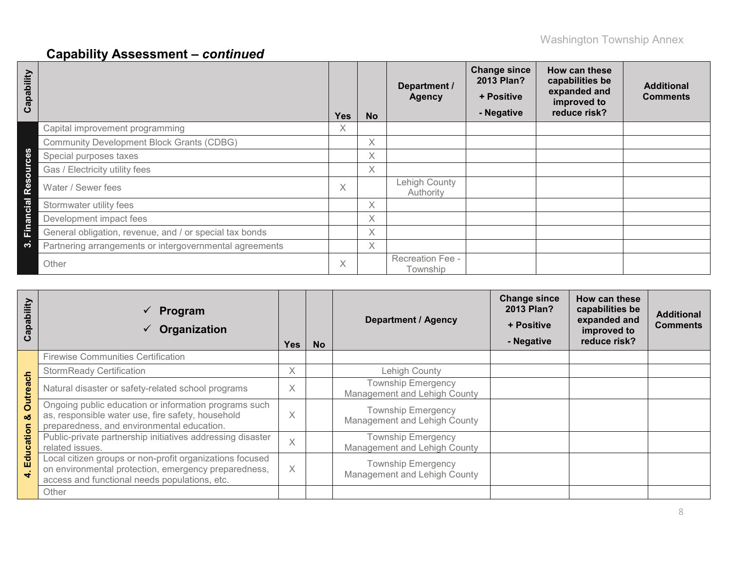## Capability Assessment – *continued*

| Capability | | Yes | No | Department / Agency | Change since 2013 Plan? + Positive - Negative | How can these capabilities be expanded and improved to reduce risk? | Additional Comments |
|---|---|---|---|---|---|---|---|
| 3. Financial Resources | Capital improvement programming | X | | | | | |
| | Community Development Block Grants (CDBG) | | X | | | | |
| | Special purposes taxes | | X | | | | |
| | Gas / Electricity utility fees | | X | | | | |
| | Water / Sewer fees | X | | Lehigh County Authority | | | |
| | Stormwater utility fees | | X | | | | |
| | Development impact fees | | X | | | | |
| | General obligation, revenue, and / or special tax bonds | | X | | | | |
| | Partnering arrangements or intergovernmental agreements | | X | | | | |
| | Other | X | | Recreation Fee - Township | | | |

| Capability | ✓ Program ✓ Organization | Yes | No | Department / Agency | Change since 2013 Plan? + Positive - Negative | How can these capabilities be expanded and improved to reduce risk? | Additional Comments |
|---|---|---|---|---|---|---|---|
| 4. Education & Outreach | Firewise Communities Certification | | | | | | |
| | StormReady Certification | X | | Lehigh County | | | |
| | Natural disaster or safety-related school programs | X | | Township Emergency Management and Lehigh County | | | |
| | Ongoing public education or information programs such as, responsible water use, fire safety, household preparedness, and environmental education. | X | | Township Emergency Management and Lehigh County | | | |
| | Public-private partnership initiatives addressing disaster related issues. | X | | Township Emergency Management and Lehigh County | | | |
| | Local citizen groups or non-profit organizations focused on environmental protection, emergency preparedness, access and functional needs populations, etc. | X | | Township Emergency Management and Lehigh County | | | |
| | Other | | | | | | |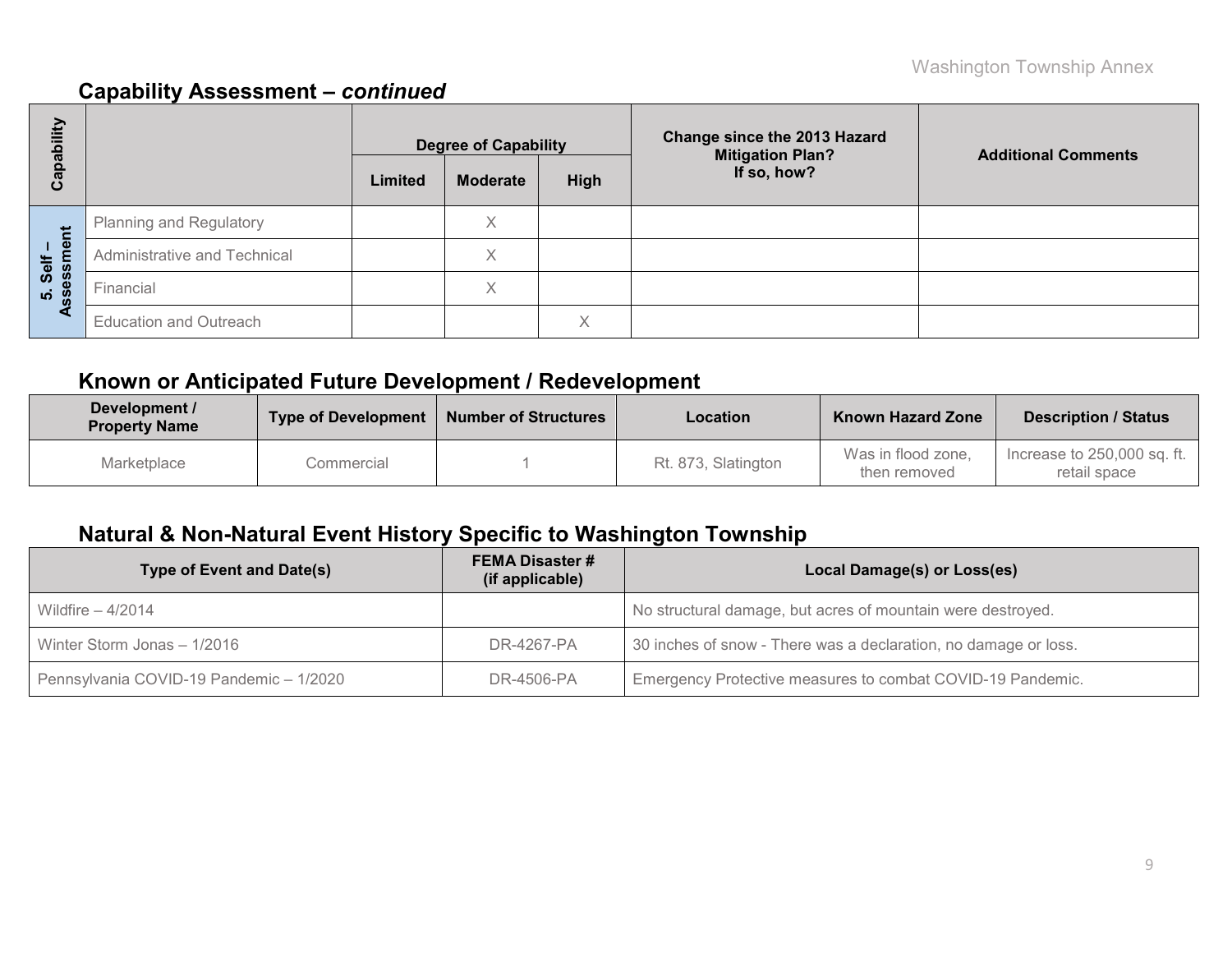## Capability Assessment – *continued*

| Capability | | Degree of Capability | | | Change since the 2013 Hazard Mitigation Plan? If so, how? | Additional Comments |
|---|---|---|---|---|---|---|
| | | Limited | Moderate | High | | |
| 5. Self – Assessment | Planning and Regulatory | | X | | | |
| | Administrative and Technical | | X | | | |
| | Financial | | X | | | |
| | Education and Outreach | | | X | | |

## Known or Anticipated Future Development / Redevelopment

| Development / Property Name | Type of Development | Number of Structures | Location | Known Hazard Zone | Description / Status |
|---|---|---|---|---|---|
| Marketplace | Commercial | 1 | Rt. 873, Slatington | Was in flood zone, then removed | Increase to 250,000 sq. ft. retail space |

## Natural & Non-Natural Event History Specific to Washington Township

| Type of Event and Date(s) | FEMA Disaster # (if applicable) | Local Damage(s) or Loss(es) |
|---|---|---|
| Wildfire – 4/2014 | | No structural damage, but acres of mountain were destroyed. |
| Winter Storm Jonas – 1/2016 | DR-4267-PA | 30 inches of snow - There was a declaration, no damage or loss. |
| Pennsylvania COVID-19 Pandemic – 1/2020 | DR-4506-PA | Emergency Protective measures to combat COVID-19 Pandemic. |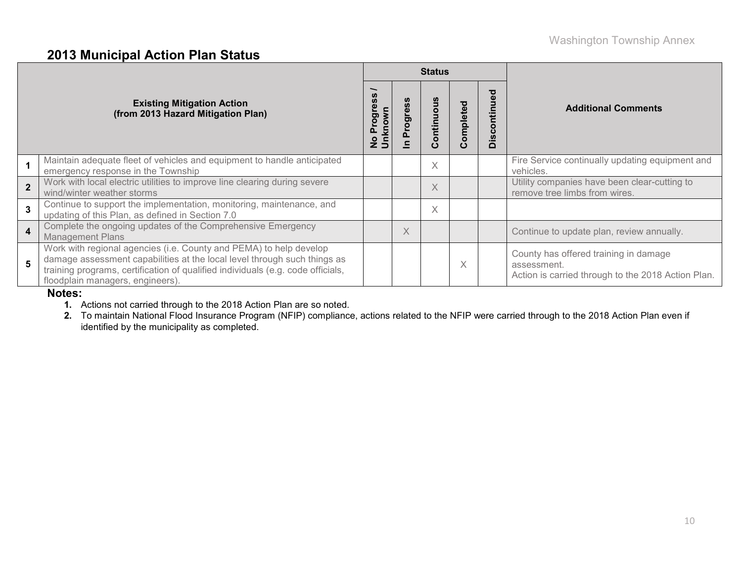## 2013 Municipal Action Plan Status

| | Existing Mitigation Action (from 2013 Hazard Mitigation Plan) | Status | | | | | Additional Comments |
|---|---|---|---|---|---|---|---|
| | | No Progress / Unknown | In Progress | Continuous | Completed | Discontinued | |
| 1 | Maintain adequate fleet of vehicles and equipment to handle anticipated emergency response in the Township | | | X | | | Fire Service continually updating equipment and vehicles. |
| 2 | Work with local electric utilities to improve line clearing during severe wind/winter weather storms | | | X | | | Utility companies have been clear-cutting to remove tree limbs from wires. |
| 3 | Continue to support the implementation, monitoring, maintenance, and updating of this Plan, as defined in Section 7.0 | | | X | | | |
| 4 | Complete the ongoing updates of the Comprehensive Emergency Management Plans | | X | | | | Continue to update plan, review annually. |
| 5 | Work with regional agencies (i.e. County and PEMA) to help develop damage assessment capabilities at the local level through such things as training programs, certification of qualified individuals (e.g. code officials, floodplain managers, engineers). | | | | X | | County has offered training in damage assessment. Action is carried through to the 2018 Action Plan. |

**Notes:**

1. Actions not carried through to the 2018 Action Plan are so noted.
2. To maintain National Flood Insurance Program (NFIP) compliance, actions related to the NFIP were carried through to the 2018 Action Plan even if identified by the municipality as completed.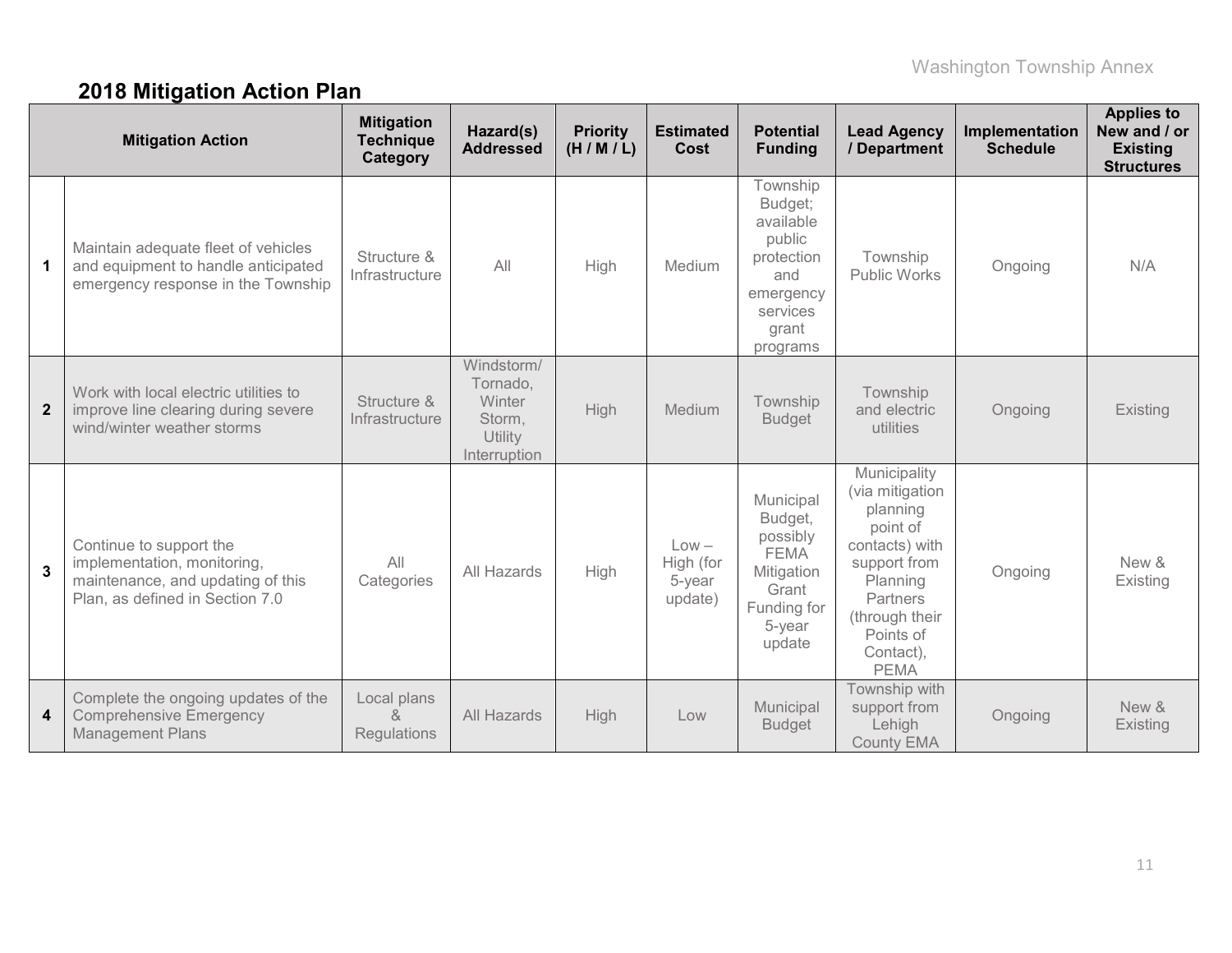## 2018 Mitigation Action Plan

| | Mitigation Action | Mitigation Technique Category | Hazard(s) Addressed | Priority (H / M / L) | Estimated Cost | Potential Funding | Lead Agency / Department | Implementation Schedule | Applies to New and / or Existing Structures |
|---|---|---|---|---|---|---|---|---|---|
| 1 | Maintain adequate fleet of vehicles and equipment to handle anticipated emergency response in the Township | Structure & Infrastructure | All | High | Medium | Township Budget; available public protection and emergency services grant programs | Township Public Works | Ongoing | N/A |
| 2 | Work with local electric utilities to improve line clearing during severe wind/winter weather storms | Structure & Infrastructure | Windstorm/ Tornado, Winter Storm, Utility Interruption | High | Medium | Township Budget | Township and electric utilities | Ongoing | Existing |
| 3 | Continue to support the implementation, monitoring, maintenance, and updating of this Plan, as defined in Section 7.0 | All Categories | All Hazards | High | Low – High (for 5-year update) | Municipal Budget, possibly FEMA Mitigation Grant Funding for 5-year update | Municipality (via mitigation planning point of contacts) with support from Planning Partners (through their Points of Contact), PEMA | Ongoing | New & Existing |
| 4 | Complete the ongoing updates of the Comprehensive Emergency Management Plans | Local plans & Regulations | All Hazards | High | Low | Municipal Budget | Township with support from Lehigh County EMA | Ongoing | New & Existing |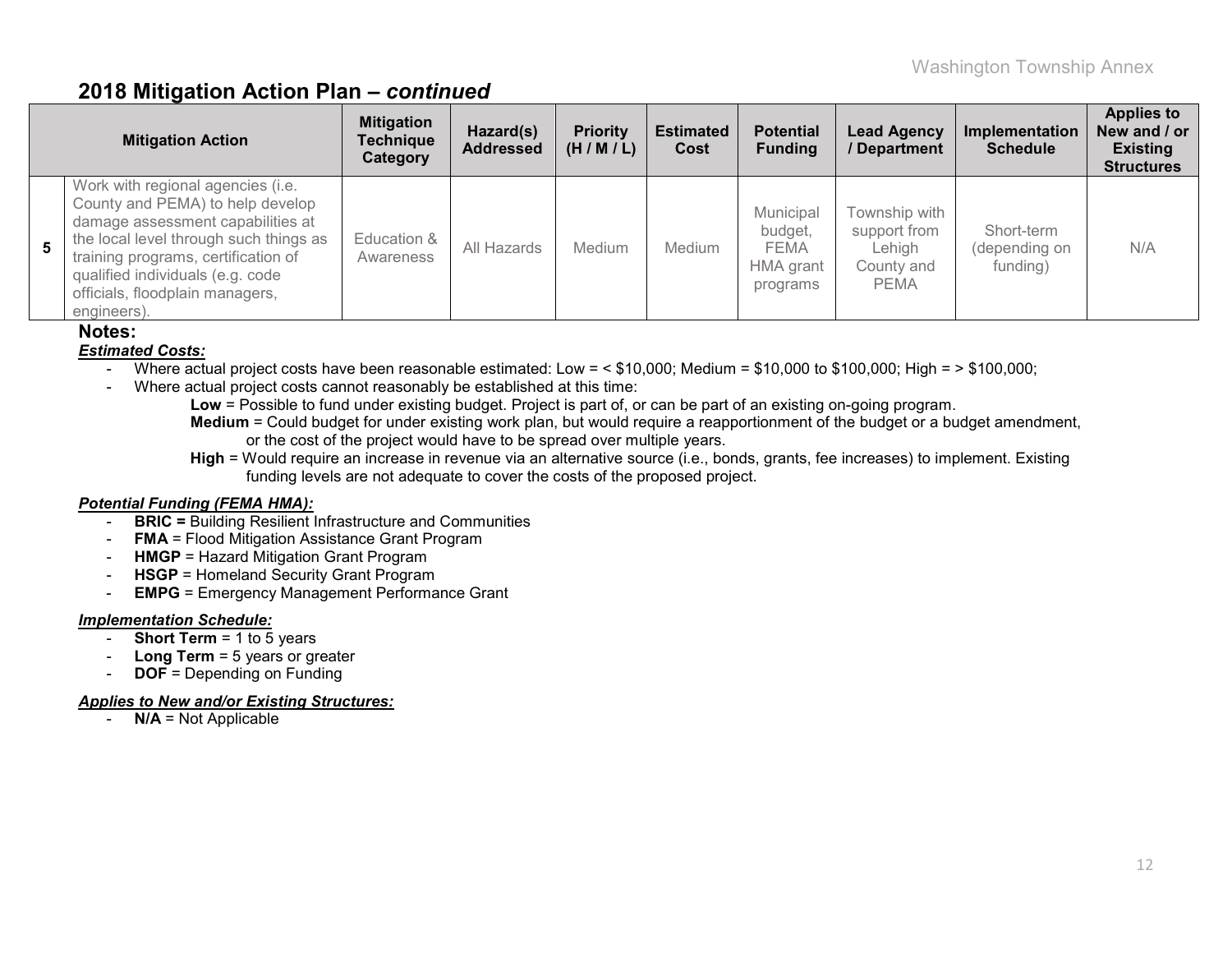## 2018 Mitigation Action Plan – *continued*

| | Mitigation Action | Mitigation Technique Category | Hazard(s) Addressed | Priority (H / M / L) | Estimated Cost | Potential Funding | Lead Agency / Department | Implementation Schedule | Applies to New and / or Existing Structures |
|---|---|---|---|---|---|---|---|---|---|
| 5 | Work with regional agencies (i.e. County and PEMA) to help develop damage assessment capabilities at the local level through such things as training programs, certification of qualified individuals (e.g. code officials, floodplain managers, engineers). | Education & Awareness | All Hazards | Medium | Medium | Municipal budget, FEMA HMA grant programs | Township with support from Lehigh County and PEMA | Short-term (depending on funding) | N/A |

**Notes:**

***Estimated Costs:***

- Where actual project costs have been reasonable estimated: Low = < $10,000; Medium = $10,000 to $100,000; High = > $100,000;
- Where actual project costs cannot reasonably be established at this time:
  - **Low** = Possible to fund under existing budget. Project is part of, or can be part of an existing on-going program.
  - **Medium** = Could budget for under existing work plan, but would require a reapportionment of the budget or a budget amendment, or the cost of the project would have to be spread over multiple years.
  - **High** = Would require an increase in revenue via an alternative source (i.e., bonds, grants, fee increases) to implement. Existing funding levels are not adequate to cover the costs of the proposed project.

***Potential Funding (FEMA HMA):***

- **BRIC =** Building Resilient Infrastructure and Communities
- **FMA** = Flood Mitigation Assistance Grant Program
- **HMGP** = Hazard Mitigation Grant Program
- **HSGP** = Homeland Security Grant Program
- **EMPG** = Emergency Management Performance Grant

***Implementation Schedule:***

- **Short Term** = 1 to 5 years
- **Long Term** = 5 years or greater
- **DOF** = Depending on Funding

***Applies to New and/or Existing Structures:***

- **N/A** = Not Applicable